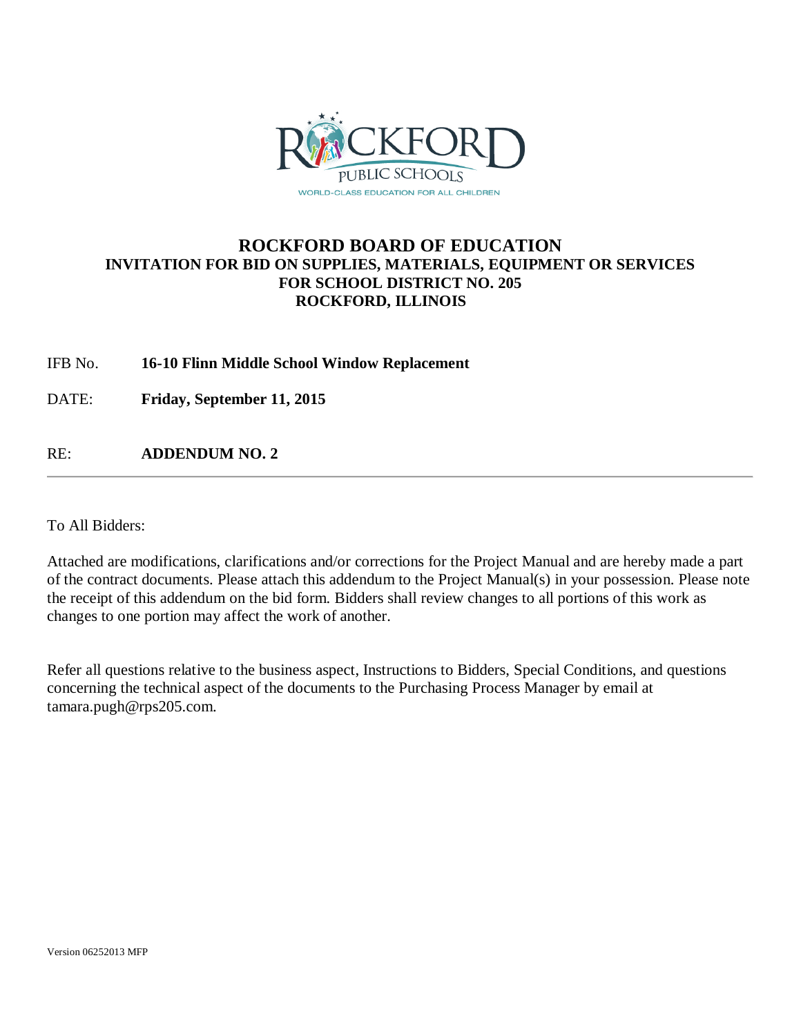# ROCKFORD BOARD OF EDUCATION

## INVITATION FOR BID ON SUPPLIES, MATERIALS, EQUIPMENT OR SERVICES FOR SCHOOL DISTRICT NO. 205 ROCKFORD, ILLINOIS

IFB No. **16-10 Flinn Middle School Window Replacement**

DATE: **Friday, September 11, 2015**

RE: **ADDENDUM NO. 2**

---

To All Bidders:

Attached are modifications, clarifications and/or corrections for the Project Manual and are hereby made a part of the contract documents. Please attach this addendum to the Project Manual(s) in your possession. Please note the receipt of this addendum on the bid form. Bidders shall review changes to all portions of this work as changes to one portion may affect the work of another.

Refer all questions relative to the business aspect, Instructions to Bidders, Special Conditions, and questions concerning the technical aspect of the documents to the Purchasing Process Manager by email at tamara.pugh@rps205.com.

Version 06252013 MFP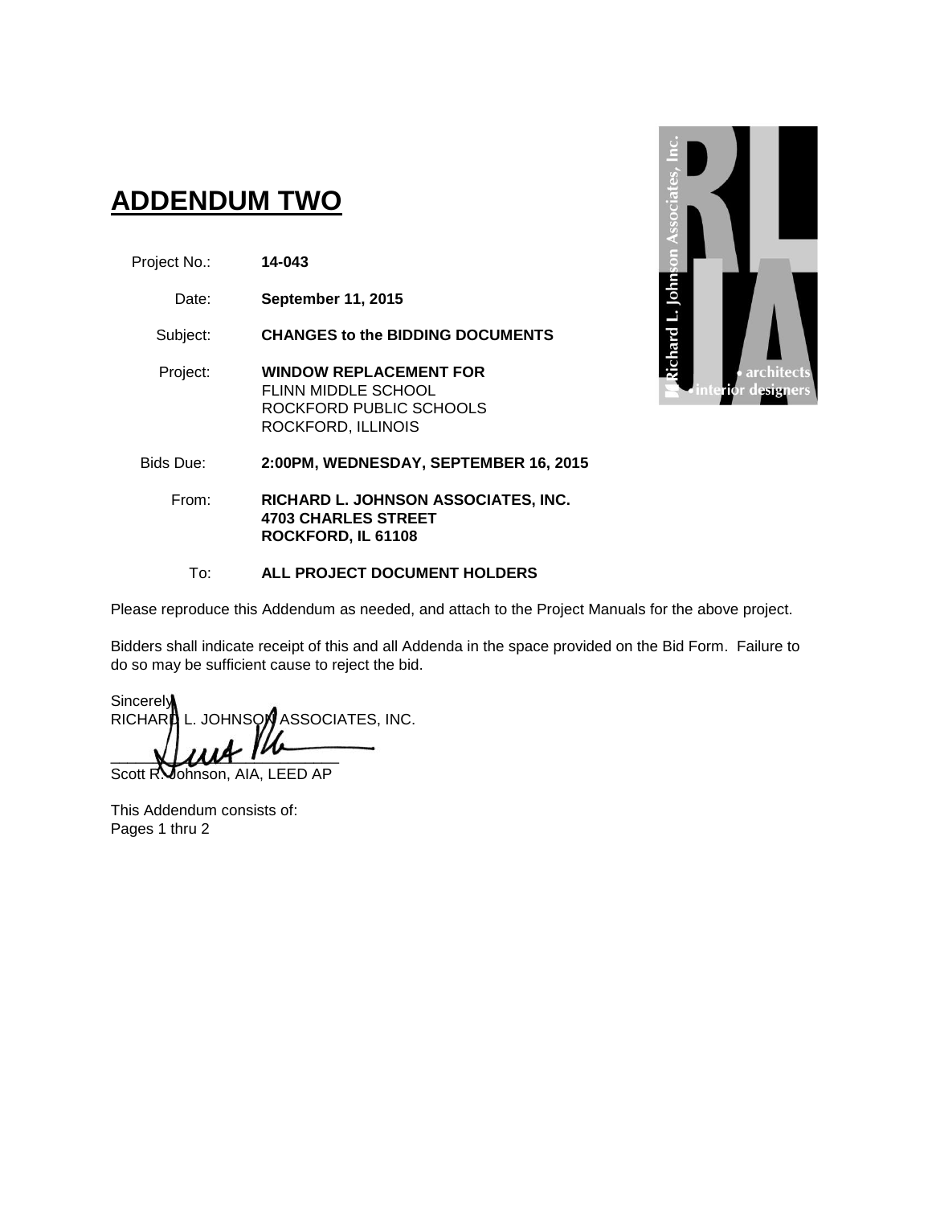# ADDENDUM TWO

| | |
|---|---|
| Project No.: | **14-043** |
| Date: | **September 11, 2015** |
| Subject: | **CHANGES to the BIDDING DOCUMENTS** |
| Project: | **WINDOW REPLACEMENT FOR** FLINN MIDDLE SCHOOL ROCKFORD PUBLIC SCHOOLS ROCKFORD, ILLINOIS |
| Bids Due: | **2:00PM, WEDNESDAY, SEPTEMBER 16, 2015** |
| From: | **RICHARD L. JOHNSON ASSOCIATES, INC. 4703 CHARLES STREET ROCKFORD, IL 61108** |
| To: | **ALL PROJECT DOCUMENT HOLDERS** |

Please reproduce this Addendum as needed, and attach to the Project Manuals for the above project.

Bidders shall indicate receipt of this and all Addenda in the space provided on the Bid Form. Failure to do so may be sufficient cause to reject the bid.

Sincerely,
RICHARD L. JOHNSON ASSOCIATES, INC.

\_\_\_\_\_\_\_\_\_\_\_\_\_\_\_\_\_\_\_\_\_\_\_\_\_\_\_
Scott R. Johnson, AIA, LEED AP

This Addendum consists of:
Pages 1 thru 2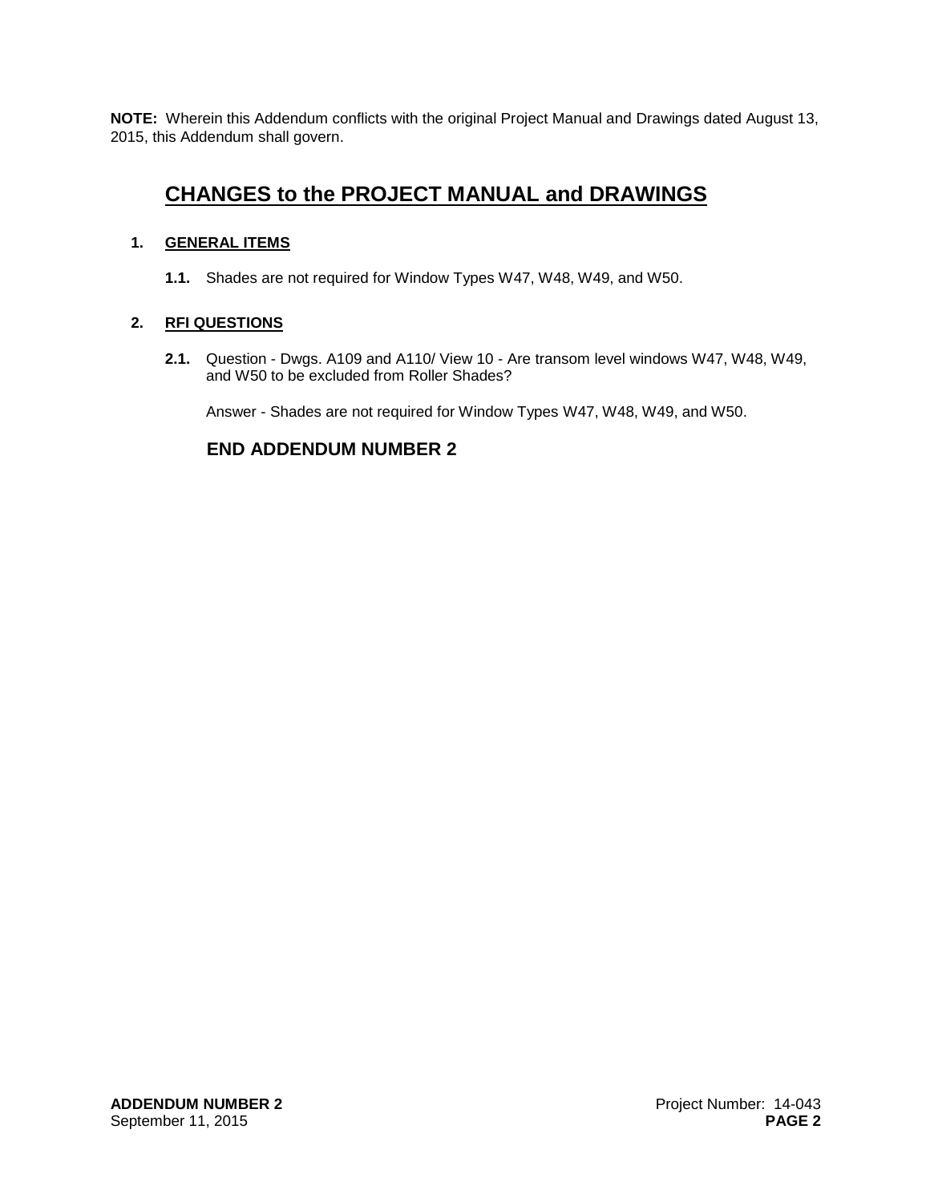**NOTE:** Wherein this Addendum conflicts with the original Project Manual and Drawings dated August 13, 2015, this Addendum shall govern.

# CHANGES to the PROJECT MANUAL and DRAWINGS

## 1. GENERAL ITEMS

**1.1.** Shades are not required for Window Types W47, W48, W49, and W50.

## 2. RFI QUESTIONS

**2.1.** Question - Dwgs. A109 and A110/ View 10 - Are transom level windows W47, W48, W49, and W50 to be excluded from Roller Shades?

Answer - Shades are not required for Window Types W47, W48, W49, and W50.

**END ADDENDUM NUMBER 2**